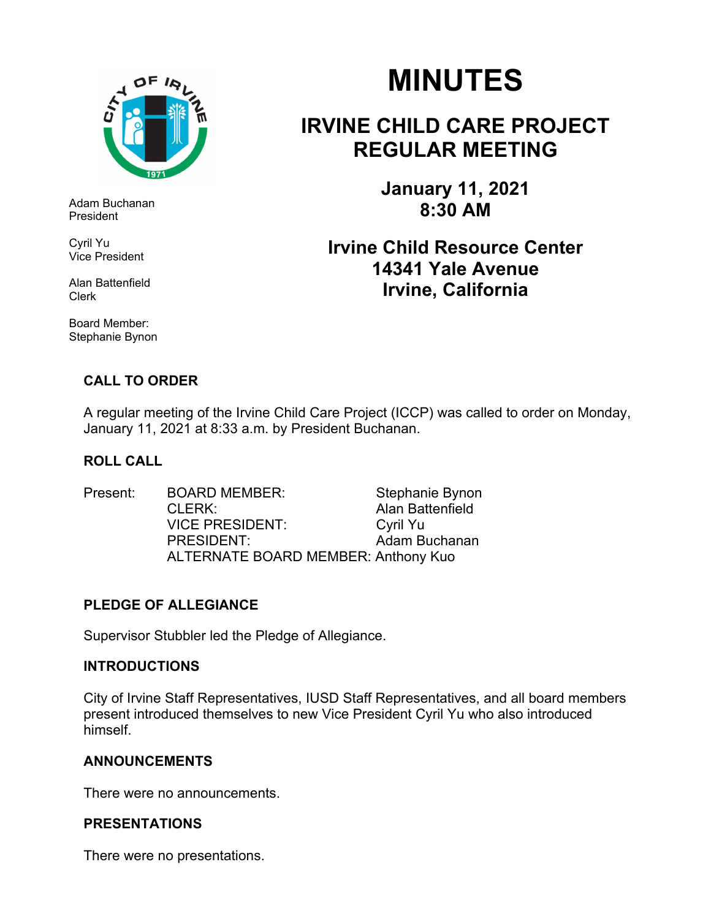Adam Buchanan
President

Cyril Yu
Vice President

Alan Battenfield
Clerk

Board Member:
Stephanie Bynon

# MINUTES

## IRVINE CHILD CARE PROJECT REGULAR MEETING

### January 11, 2021
### 8:30 AM

### Irvine Child Resource Center
### 14341 Yale Avenue
### Irvine, California

**CALL TO ORDER**

A regular meeting of the Irvine Child Care Project (ICCP) was called to order on Monday, January 11, 2021 at 8:33 a.m. by President Buchanan.

**ROLL CALL**

| Present: | BOARD MEMBER: | Stephanie Bynon |
|---|---|---|
| | CLERK: | Alan Battenfield |
| | VICE PRESIDENT: | Cyril Yu |
| | PRESIDENT: | Adam Buchanan |
| | ALTERNATE BOARD MEMBER: | Anthony Kuo |

**PLEDGE OF ALLEGIANCE**

Supervisor Stubbler led the Pledge of Allegiance.

**INTRODUCTIONS**

City of Irvine Staff Representatives, IUSD Staff Representatives, and all board members present introduced themselves to new Vice President Cyril Yu who also introduced himself.

**ANNOUNCEMENTS**

There were no announcements.

**PRESENTATIONS**

There were no presentations.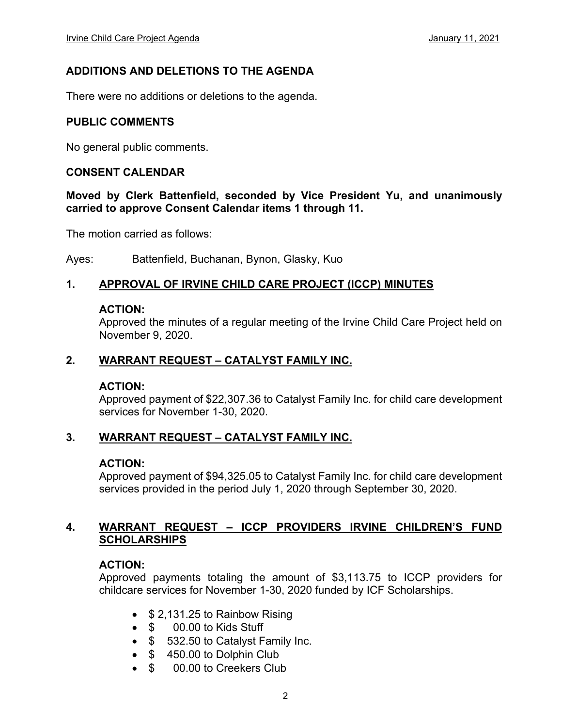## ADDITIONS AND DELETIONS TO THE AGENDA

There were no additions or deletions to the agenda.

## PUBLIC COMMENTS

No general public comments.

## CONSENT CALENDAR

**Moved by Clerk Battenfield, seconded by Vice President Yu, and unanimously carried to approve Consent Calendar items 1 through 11.**

The motion carried as follows:

Ayes: Battenfield, Buchanan, Bynon, Glasky, Kuo

### 1. APPROVAL OF IRVINE CHILD CARE PROJECT (ICCP) MINUTES

**ACTION:**
Approved the minutes of a regular meeting of the Irvine Child Care Project held on November 9, 2020.

### 2. WARRANT REQUEST – CATALYST FAMILY INC.

**ACTION:**
Approved payment of $22,307.36 to Catalyst Family Inc. for child care development services for November 1-30, 2020.

### 3. WARRANT REQUEST – CATALYST FAMILY INC.

**ACTION:**
Approved payment of $94,325.05 to Catalyst Family Inc. for child care development services provided in the period July 1, 2020 through September 30, 2020.

### 4. WARRANT REQUEST – ICCP PROVIDERS IRVINE CHILDREN'S FUND SCHOLARSHIPS

**ACTION:**
Approved payments totaling the amount of $3,113.75 to ICCP providers for childcare services for November 1-30, 2020 funded by ICF Scholarships.

- $ 2,131.25 to Rainbow Rising
- $ 00.00 to Kids Stuff
- $ 532.50 to Catalyst Family Inc.
- $ 450.00 to Dolphin Club
- $ 00.00 to Creekers Club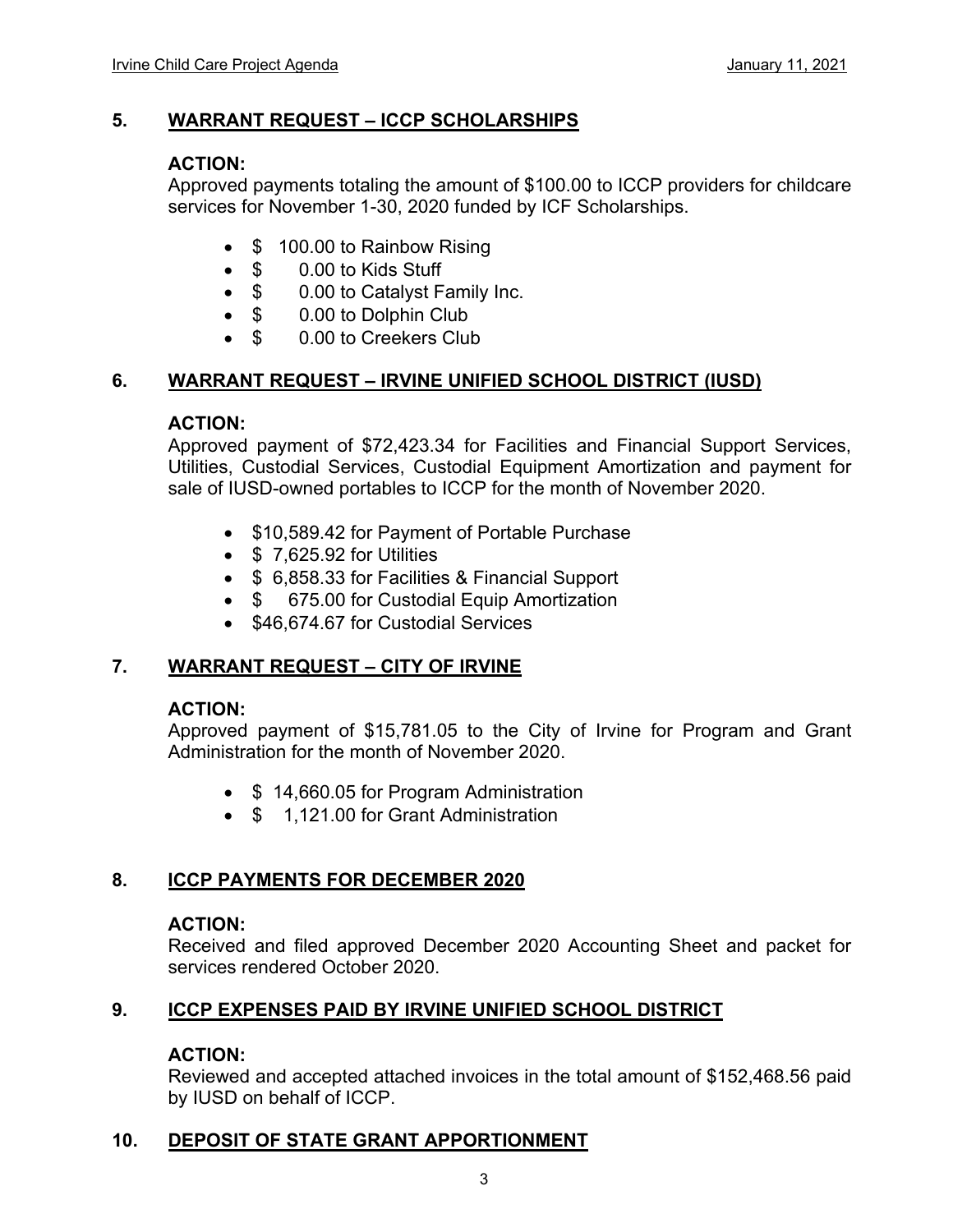## 5. WARRANT REQUEST – ICCP SCHOLARSHIPS

**ACTION:**
Approved payments totaling the amount of $100.00 to ICCP providers for childcare services for November 1-30, 2020 funded by ICF Scholarships.

- $ 100.00 to Rainbow Rising
- $ 0.00 to Kids Stuff
- $ 0.00 to Catalyst Family Inc.
- $ 0.00 to Dolphin Club
- $ 0.00 to Creekers Club

## 6. WARRANT REQUEST – IRVINE UNIFIED SCHOOL DISTRICT (IUSD)

**ACTION:**
Approved payment of $72,423.34 for Facilities and Financial Support Services, Utilities, Custodial Services, Custodial Equipment Amortization and payment for sale of IUSD-owned portables to ICCP for the month of November 2020.

- $10,589.42 for Payment of Portable Purchase
- $ 7,625.92 for Utilities
- $ 6,858.33 for Facilities & Financial Support
- $ 675.00 for Custodial Equip Amortization
- $46,674.67 for Custodial Services

## 7. WARRANT REQUEST – CITY OF IRVINE

**ACTION:**
Approved payment of $15,781.05 to the City of Irvine for Program and Grant Administration for the month of November 2020.

- $ 14,660.05 for Program Administration
- $ 1,121.00 for Grant Administration

## 8. ICCP PAYMENTS FOR DECEMBER 2020

**ACTION:**
Received and filed approved December 2020 Accounting Sheet and packet for services rendered October 2020.

## 9. ICCP EXPENSES PAID BY IRVINE UNIFIED SCHOOL DISTRICT

**ACTION:**
Reviewed and accepted attached invoices in the total amount of $152,468.56 paid by IUSD on behalf of ICCP.

## 10. DEPOSIT OF STATE GRANT APPORTIONMENT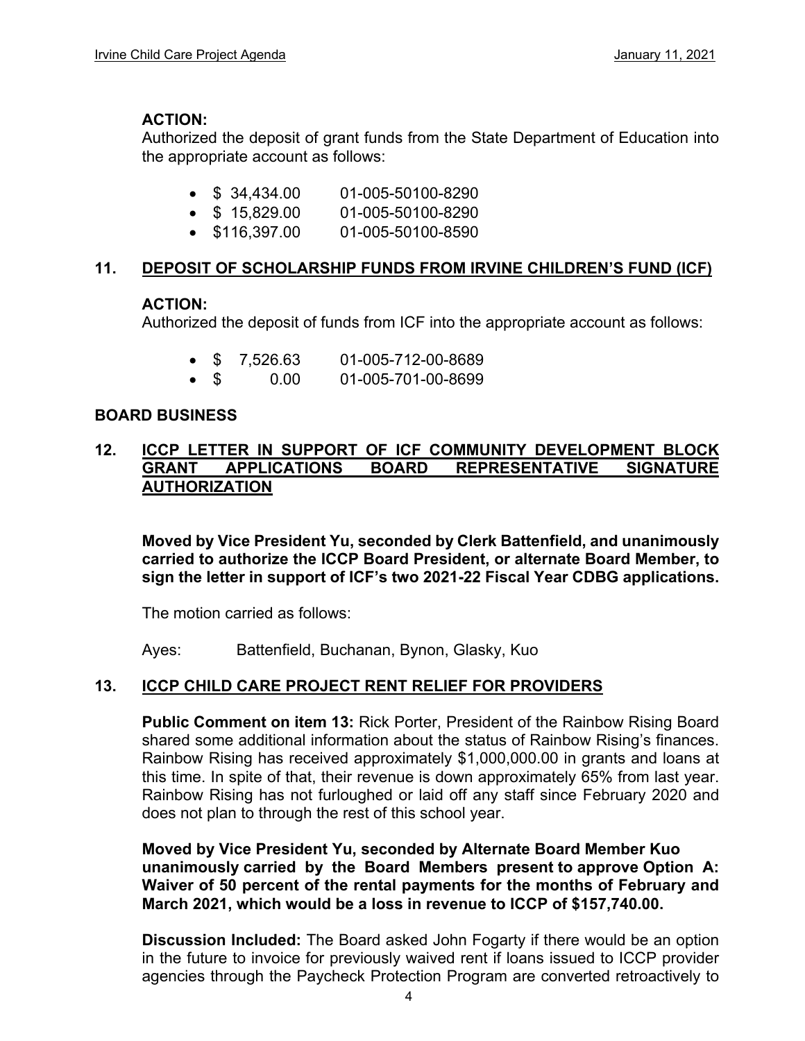**ACTION:**
Authorized the deposit of grant funds from the State Department of Education into the appropriate account as follows:

- $ 34,434.00 01-005-50100-8290
- $ 15,829.00 01-005-50100-8290
- $116,397.00 01-005-50100-8590

## 11. DEPOSIT OF SCHOLARSHIP FUNDS FROM IRVINE CHILDREN'S FUND (ICF)

**ACTION:**
Authorized the deposit of funds from ICF into the appropriate account as follows:

- $ 7,526.63 01-005-712-00-8689
- $ 0.00 01-005-701-00-8699

## BOARD BUSINESS

## 12. ICCP LETTER IN SUPPORT OF ICF COMMUNITY DEVELOPMENT BLOCK GRANT APPLICATIONS BOARD REPRESENTATIVE SIGNATURE AUTHORIZATION

**Moved by Vice President Yu, seconded by Clerk Battenfield, and unanimously carried to authorize the ICCP Board President, or alternate Board Member, to sign the letter in support of ICF's two 2021-22 Fiscal Year CDBG applications.**

The motion carried as follows:

Ayes: Battenfield, Buchanan, Bynon, Glasky, Kuo

## 13. ICCP CHILD CARE PROJECT RENT RELIEF FOR PROVIDERS

**Public Comment on item 13:** Rick Porter, President of the Rainbow Rising Board shared some additional information about the status of Rainbow Rising's finances. Rainbow Rising has received approximately $1,000,000.00 in grants and loans at this time. In spite of that, their revenue is down approximately 65% from last year. Rainbow Rising has not furloughed or laid off any staff since February 2020 and does not plan to through the rest of this school year.

**Moved by Vice President Yu, seconded by Alternate Board Member Kuo unanimously carried by the Board Members present to approve Option A: Waiver of 50 percent of the rental payments for the months of February and March 2021, which would be a loss in revenue to ICCP of $157,740.00.**

**Discussion Included:** The Board asked John Fogarty if there would be an option in the future to invoice for previously waived rent if loans issued to ICCP provider agencies through the Paycheck Protection Program are converted retroactively to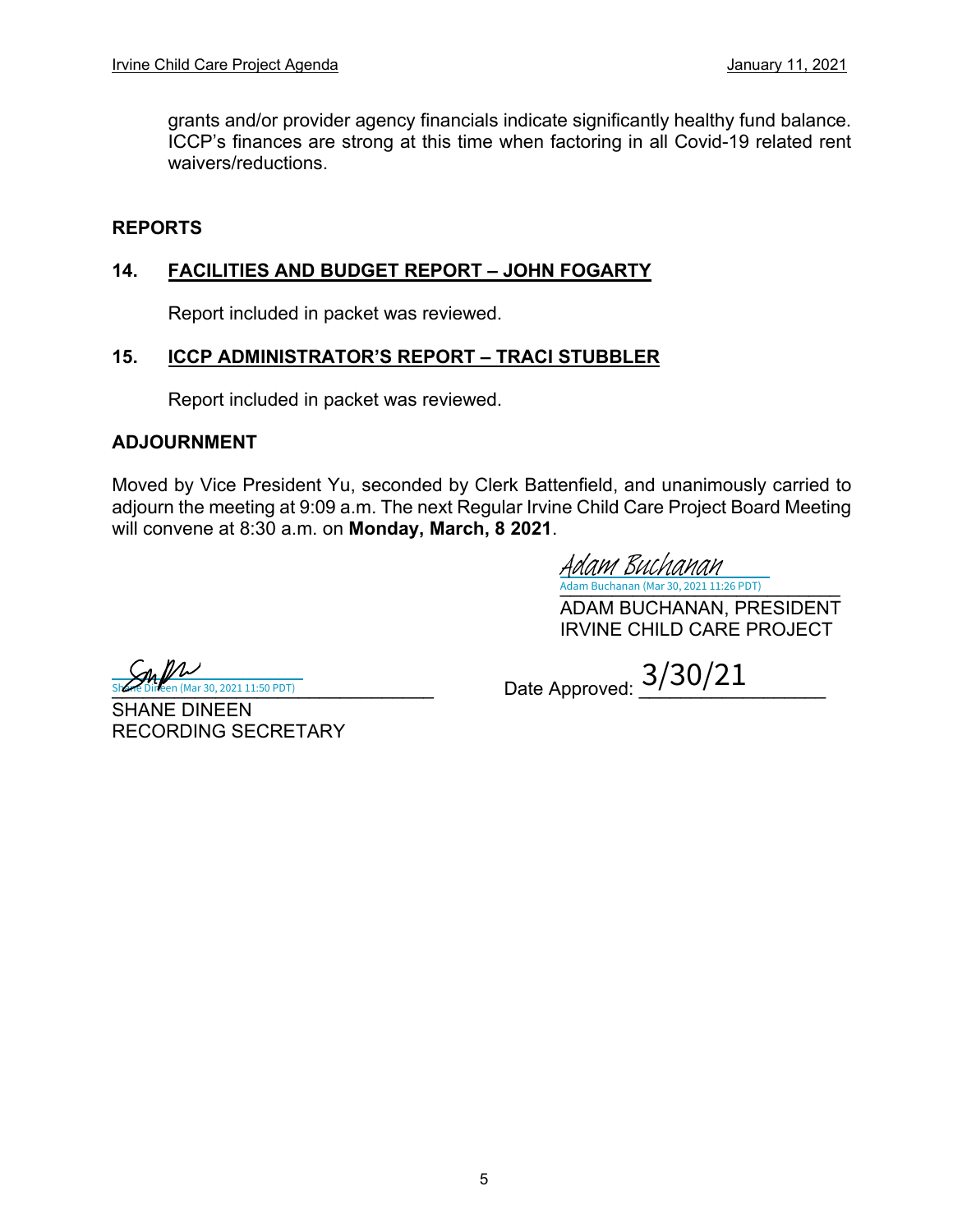grants and/or provider agency financials indicate significantly healthy fund balance. ICCP's finances are strong at this time when factoring in all Covid-19 related rent waivers/reductions.

## REPORTS

### 14. FACILITIES AND BUDGET REPORT – JOHN FOGARTY

Report included in packet was reviewed.

### 15. ICCP ADMINISTRATOR'S REPORT – TRACI STUBBLER

Report included in packet was reviewed.

## ADJOURNMENT

Moved by Vice President Yu, seconded by Clerk Battenfield, and unanimously carried to adjourn the meeting at 9:09 a.m. The next Regular Irvine Child Care Project Board Meeting will convene at 8:30 a.m. on **Monday, March, 8 2021**.

Adam Buchanan
Adam Buchanan (Mar 30, 2021 11:26 PDT)

ADAM BUCHANAN, PRESIDENT
IRVINE CHILD CARE PROJECT

Shane Dineen (Mar 30, 2021 11:50 PDT)

SHANE DINEEN
RECORDING SECRETARY

Date Approved: 3/30/21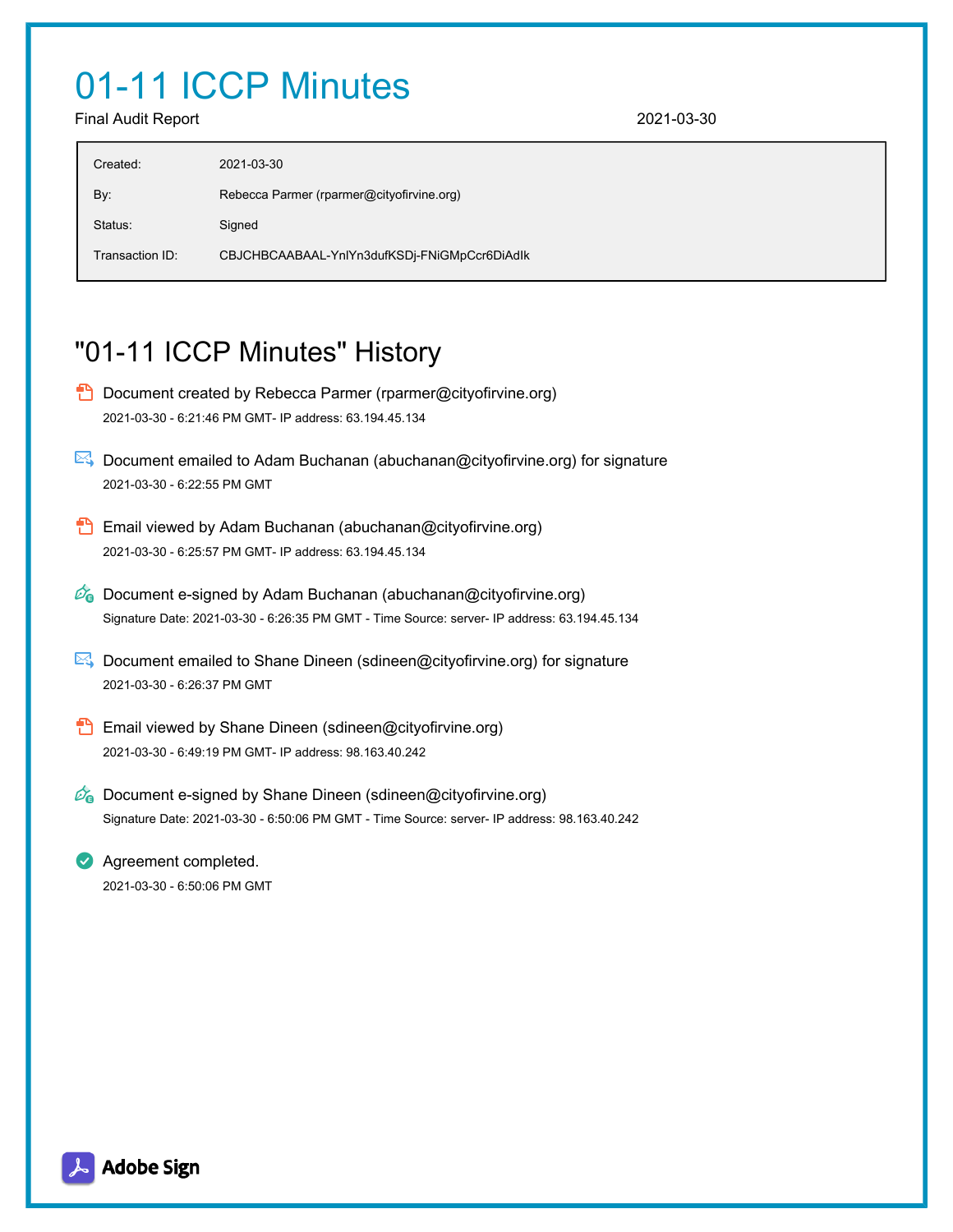# 01-11 ICCP Minutes

Final Audit Report 2021-03-30

| | |
|---|---|
| Created: | 2021-03-30 |
| By: | Rebecca Parmer (rparmer@cityofirvine.org) |
| Status: | Signed |
| Transaction ID: | CBJCHBCAABAAL-YnlYn3dufKSDj-FNiGMpCcr6DiAdIk |

## "01-11 ICCP Minutes" History

- Document created by Rebecca Parmer (rparmer@cityofirvine.org)
  2021-03-30 - 6:21:46 PM GMT- IP address: 63.194.45.134

- Document emailed to Adam Buchanan (abuchanan@cityofirvine.org) for signature
  2021-03-30 - 6:22:55 PM GMT

- Email viewed by Adam Buchanan (abuchanan@cityofirvine.org)
  2021-03-30 - 6:25:57 PM GMT- IP address: 63.194.45.134

- Document e-signed by Adam Buchanan (abuchanan@cityofirvine.org)
  Signature Date: 2021-03-30 - 6:26:35 PM GMT - Time Source: server- IP address: 63.194.45.134

- Document emailed to Shane Dineen (sdineen@cityofirvine.org) for signature
  2021-03-30 - 6:26:37 PM GMT

- Email viewed by Shane Dineen (sdineen@cityofirvine.org)
  2021-03-30 - 6:49:19 PM GMT- IP address: 98.163.40.242

- Document e-signed by Shane Dineen (sdineen@cityofirvine.org)
  Signature Date: 2021-03-30 - 6:50:06 PM GMT - Time Source: server- IP address: 98.163.40.242

- Agreement completed.
  2021-03-30 - 6:50:06 PM GMT

Adobe Sign